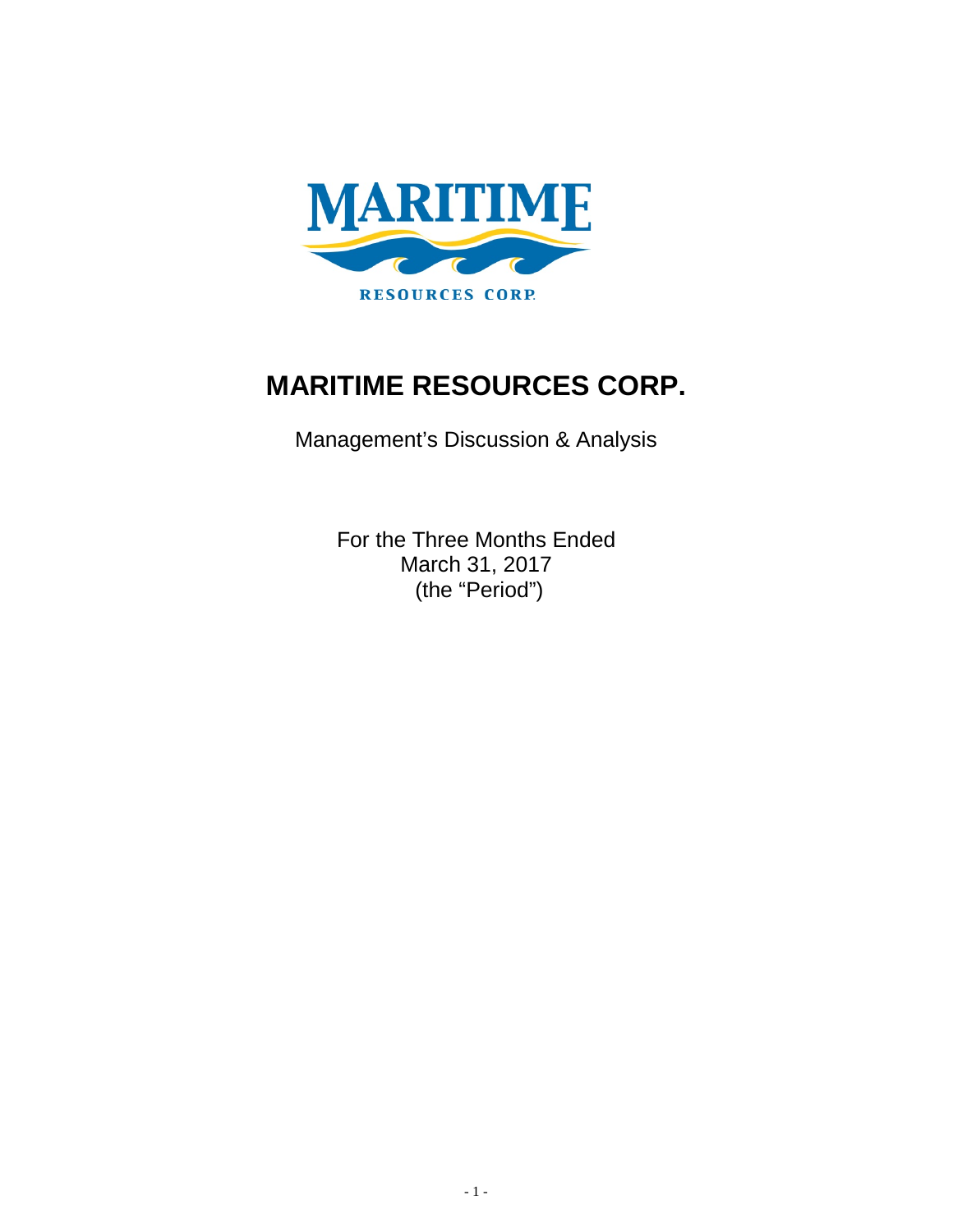# MARITIME RESOURCES CORP.

Management's Discussion & Analysis

For the Three Months Ended
March 31, 2017
(the "Period")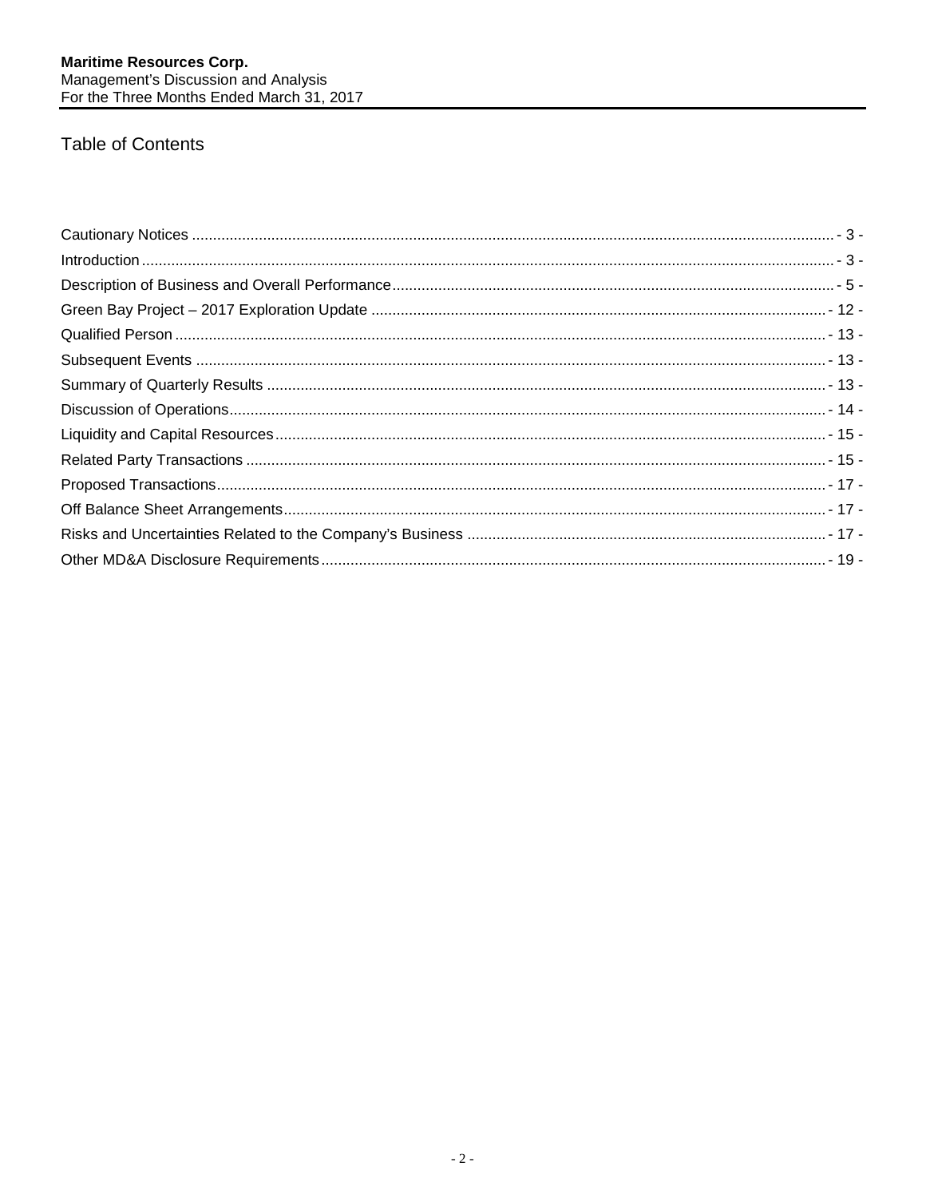# Table of Contents

| | |
|---|---|
| Cautionary Notices | - 3 - |
| Introduction | - 3 - |
| Description of Business and Overall Performance | - 5 - |
| Green Bay Project – 2017 Exploration Update | - 12 - |
| Qualified Person | - 13 - |
| Subsequent Events | - 13 - |
| Summary of Quarterly Results | - 13 - |
| Discussion of Operations | - 14 - |
| Liquidity and Capital Resources | - 15 - |
| Related Party Transactions | - 15 - |
| Proposed Transactions | - 17 - |
| Off Balance Sheet Arrangements | - 17 - |
| Risks and Uncertainties Related to the Company's Business | - 17 - |
| Other MD&A Disclosure Requirements | - 19 - |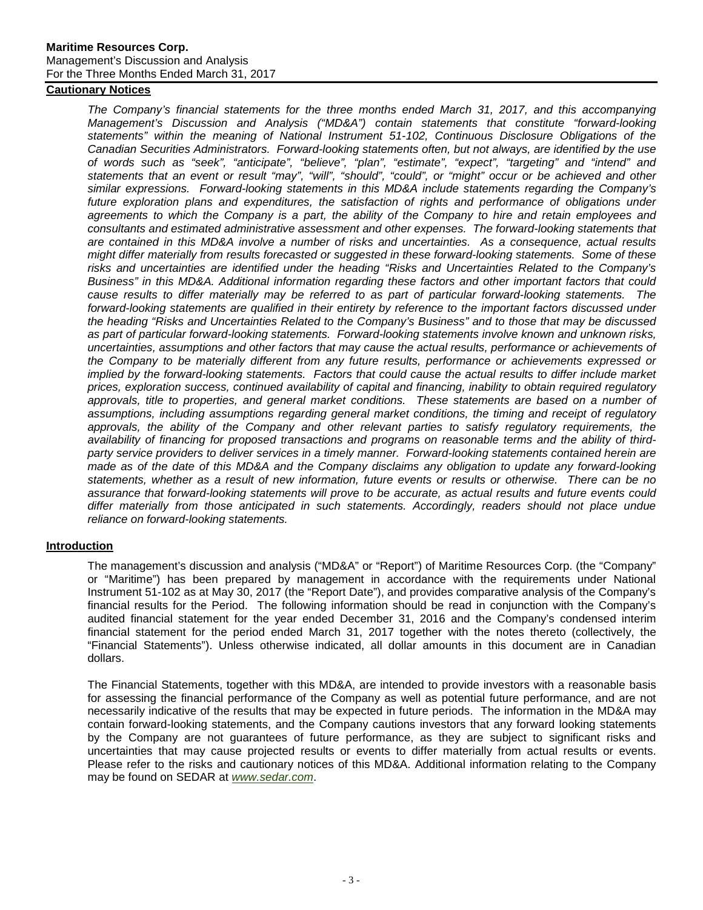## Cautionary Notices

*The Company's financial statements for the three months ended March 31, 2017, and this accompanying Management's Discussion and Analysis ("MD&A") contain statements that constitute "forward-looking statements" within the meaning of National Instrument 51-102, Continuous Disclosure Obligations of the Canadian Securities Administrators. Forward-looking statements often, but not always, are identified by the use of words such as "seek", "anticipate", "believe", "plan", "estimate", "expect", "targeting" and "intend" and statements that an event or result "may", "will", "should", "could", or "might" occur or be achieved and other similar expressions. Forward-looking statements in this MD&A include statements regarding the Company's future exploration plans and expenditures, the satisfaction of rights and performance of obligations under agreements to which the Company is a part, the ability of the Company to hire and retain employees and consultants and estimated administrative assessment and other expenses. The forward-looking statements that are contained in this MD&A involve a number of risks and uncertainties. As a consequence, actual results might differ materially from results forecasted or suggested in these forward-looking statements. Some of these risks and uncertainties are identified under the heading "Risks and Uncertainties Related to the Company's Business" in this MD&A. Additional information regarding these factors and other important factors that could cause results to differ materially may be referred to as part of particular forward-looking statements. The forward-looking statements are qualified in their entirety by reference to the important factors discussed under the heading "Risks and Uncertainties Related to the Company's Business" and to those that may be discussed as part of particular forward-looking statements. Forward-looking statements involve known and unknown risks, uncertainties, assumptions and other factors that may cause the actual results, performance or achievements of the Company to be materially different from any future results, performance or achievements expressed or implied by the forward-looking statements. Factors that could cause the actual results to differ include market prices, exploration success, continued availability of capital and financing, inability to obtain required regulatory approvals, title to properties, and general market conditions. These statements are based on a number of assumptions, including assumptions regarding general market conditions, the timing and receipt of regulatory approvals, the ability of the Company and other relevant parties to satisfy regulatory requirements, the availability of financing for proposed transactions and programs on reasonable terms and the ability of third-party service providers to deliver services in a timely manner. Forward-looking statements contained herein are made as of the date of this MD&A and the Company disclaims any obligation to update any forward-looking statements, whether as a result of new information, future events or results or otherwise. There can be no assurance that forward-looking statements will prove to be accurate, as actual results and future events could differ materially from those anticipated in such statements. Accordingly, readers should not place undue reliance on forward-looking statements.*

## Introduction

The management's discussion and analysis ("MD&A" or "Report") of Maritime Resources Corp. (the "Company" or "Maritime") has been prepared by management in accordance with the requirements under National Instrument 51-102 as at May 30, 2017 (the "Report Date"), and provides comparative analysis of the Company's financial results for the Period. The following information should be read in conjunction with the Company's audited financial statement for the year ended December 31, 2016 and the Company's condensed interim financial statement for the period ended March 31, 2017 together with the notes thereto (collectively, the "Financial Statements"). Unless otherwise indicated, all dollar amounts in this document are in Canadian dollars.

The Financial Statements, together with this MD&A, are intended to provide investors with a reasonable basis for assessing the financial performance of the Company as well as potential future performance, and are not necessarily indicative of the results that may be expected in future periods. The information in the MD&A may contain forward-looking statements, and the Company cautions investors that any forward looking statements by the Company are not guarantees of future performance, as they are subject to significant risks and uncertainties that may cause projected results or events to differ materially from actual results or events. Please refer to the risks and cautionary notices of this MD&A. Additional information relating to the Company may be found on SEDAR at *www.sedar.com*.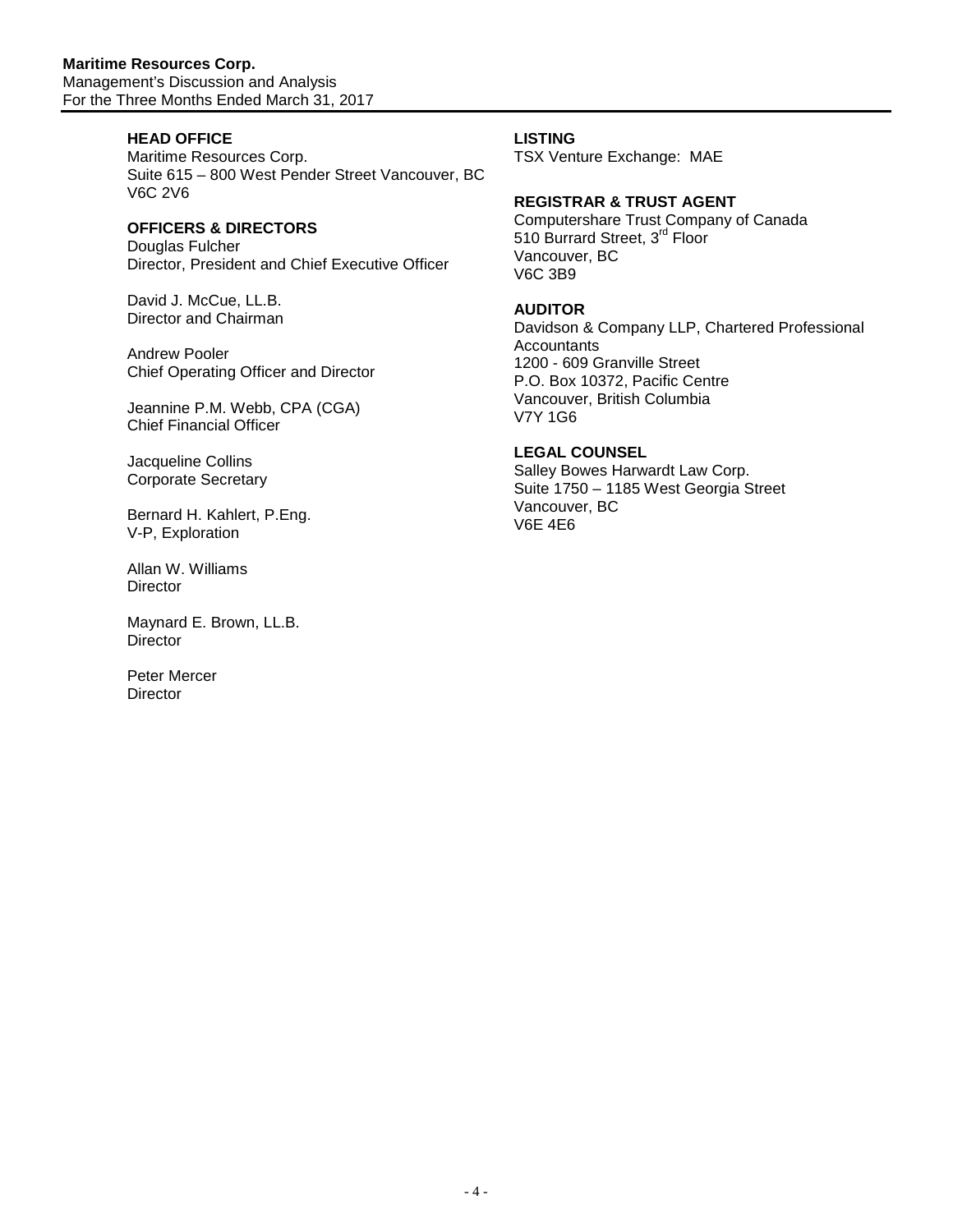## HEAD OFFICE

Maritime Resources Corp.
Suite 615 – 800 West Pender Street Vancouver, BC
V6C 2V6

## OFFICERS & DIRECTORS

Douglas Fulcher
Director, President and Chief Executive Officer

David J. McCue, LL.B.
Director and Chairman

Andrew Pooler
Chief Operating Officer and Director

Jeannine P.M. Webb, CPA (CGA)
Chief Financial Officer

Jacqueline Collins
Corporate Secretary

Bernard H. Kahlert, P.Eng.
V-P, Exploration

Allan W. Williams
Director

Maynard E. Brown, LL.B.
Director

Peter Mercer
Director

## LISTING

TSX Venture Exchange: MAE

## REGISTRAR & TRUST AGENT

Computershare Trust Company of Canada
510 Burrard Street, 3rd Floor
Vancouver, BC
V6C 3B9

## AUDITOR

Davidson & Company LLP, Chartered Professional Accountants
1200 - 609 Granville Street
P.O. Box 10372, Pacific Centre
Vancouver, British Columbia
V7Y 1G6

## LEGAL COUNSEL

Salley Bowes Harwardt Law Corp.
Suite 1750 – 1185 West Georgia Street
Vancouver, BC
V6E 4E6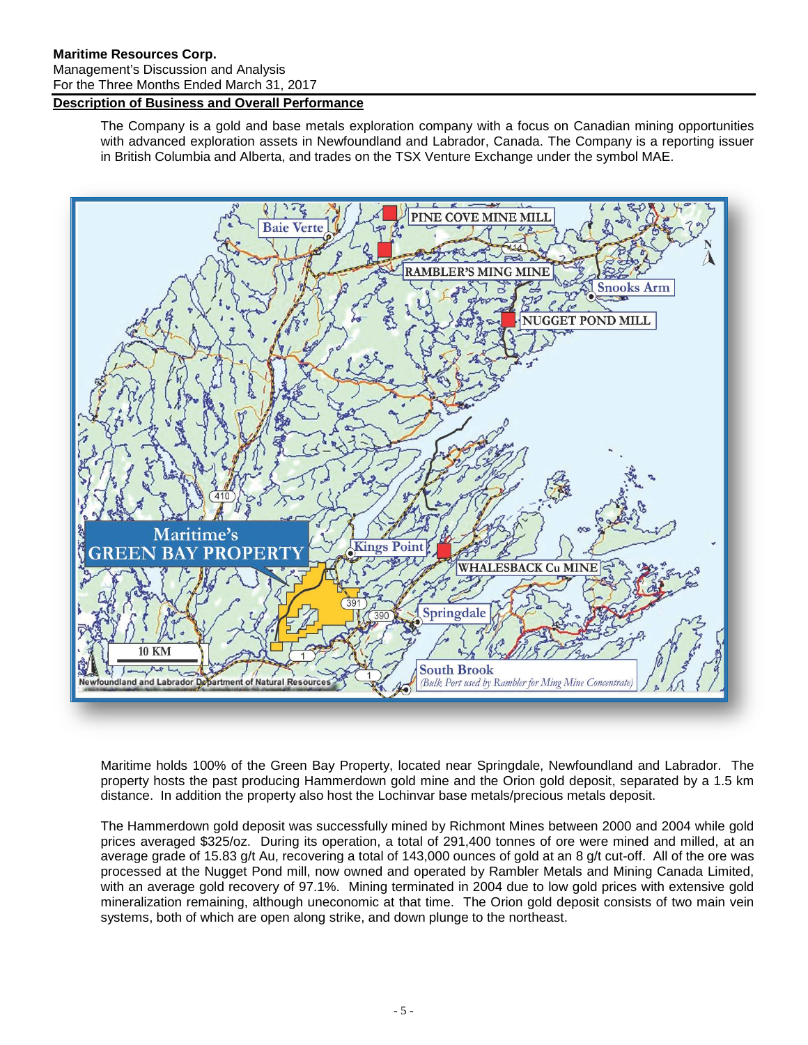## Description of Business and Overall Performance

The Company is a gold and base metals exploration company with a focus on Canadian mining opportunities with advanced exploration assets in Newfoundland and Labrador, Canada. The Company is a reporting issuer in British Columbia and Alberta, and trades on the TSX Venture Exchange under the symbol MAE.

PINE COVE MINE MILL

Baie Verte

414

RAMBLER'S MING MINE

Snooks Arm

NUGGET POND MILL

410

Maritime's
GREEN BAY PROPERTY

Kings Point

WHALESBACK Cu MINE

391

390

Springdale

10 KM

1

1

South Brook
(Bulk Port used by Rambler for Ming Mine Concentrate)

Newfoundland and Labrador Department of Natural Resources

Maritime holds 100% of the Green Bay Property, located near Springdale, Newfoundland and Labrador. The property hosts the past producing Hammerdown gold mine and the Orion gold deposit, separated by a 1.5 km distance. In addition the property also host the Lochinvar base metals/precious metals deposit.

The Hammerdown gold deposit was successfully mined by Richmont Mines between 2000 and 2004 while gold prices averaged $325/oz. During its operation, a total of 291,400 tonnes of ore were mined and milled, at an average grade of 15.83 g/t Au, recovering a total of 143,000 ounces of gold at an 8 g/t cut-off. All of the ore was processed at the Nugget Pond mill, now owned and operated by Rambler Metals and Mining Canada Limited, with an average gold recovery of 97.1%. Mining terminated in 2004 due to low gold prices with extensive gold mineralization remaining, although uneconomic at that time. The Orion gold deposit consists of two main vein systems, both of which are open along strike, and down plunge to the northeast.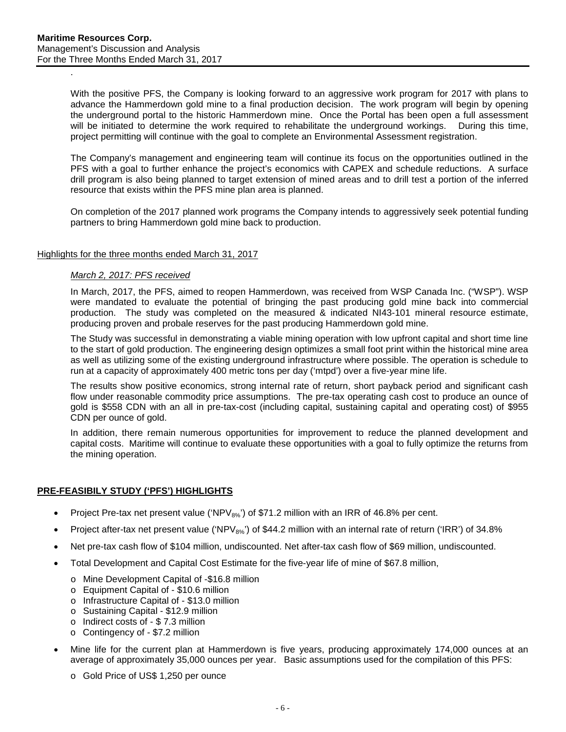.

With the positive PFS, the Company is looking forward to an aggressive work program for 2017 with plans to advance the Hammerdown gold mine to a final production decision. The work program will begin by opening the underground portal to the historic Hammerdown mine. Once the Portal has been open a full assessment will be initiated to determine the work required to rehabilitate the underground workings. During this time, project permitting will continue with the goal to complete an Environmental Assessment registration.

The Company's management and engineering team will continue its focus on the opportunities outlined in the PFS with a goal to further enhance the project's economics with CAPEX and schedule reductions. A surface drill program is also being planned to target extension of mined areas and to drill test a portion of the inferred resource that exists within the PFS mine plan area is planned.

On completion of the 2017 planned work programs the Company intends to aggressively seek potential funding partners to bring Hammerdown gold mine back to production.

Highlights for the three months ended March 31, 2017

*March 2, 2017: PFS received*

In March, 2017, the PFS, aimed to reopen Hammerdown, was received from WSP Canada Inc. ("WSP"). WSP were mandated to evaluate the potential of bringing the past producing gold mine back into commercial production. The study was completed on the measured & indicated NI43-101 mineral resource estimate, producing proven and probale reserves for the past producing Hammerdown gold mine.

The Study was successful in demonstrating a viable mining operation with low upfront capital and short time line to the start of gold production. The engineering design optimizes a small foot print within the historical mine area as well as utilizing some of the existing underground infrastructure where possible. The operation is schedule to run at a capacity of approximately 400 metric tons per day ('mtpd') over a five-year mine life.

The results show positive economics, strong internal rate of return, short payback period and significant cash flow under reasonable commodity price assumptions. The pre-tax operating cash cost to produce an ounce of gold is \$558 CDN with an all in pre-tax-cost (including capital, sustaining capital and operating cost) of \$955 CDN per ounce of gold.

In addition, there remain numerous opportunities for improvement to reduce the planned development and capital costs. Maritime will continue to evaluate these opportunities with a goal to fully optimize the returns from the mining operation.

**PRE-FEASIBILY STUDY ('PFS') HIGHLIGHTS**

- Project Pre-tax net present value ('$NPV_{8\%}$') of \$71.2 million with an IRR of 46.8% per cent.
- Project after-tax net present value ('$NPV_{8\%}$') of \$44.2 million with an internal rate of return ('IRR') of 34.8%
- Net pre-tax cash flow of \$104 million, undiscounted. Net after-tax cash flow of \$69 million, undiscounted.
- Total Development and Capital Cost Estimate for the five-year life of mine of \$67.8 million,
  - Mine Development Capital of -\$16.8 million
  - Equipment Capital of - \$10.6 million
  - Infrastructure Capital of - \$13.0 million
  - Sustaining Capital - \$12.9 million
  - Indirect costs of - \$ 7.3 million
  - Contingency of - \$7.2 million
- Mine life for the current plan at Hammerdown is five years, producing approximately 174,000 ounces at an average of approximately 35,000 ounces per year. Basic assumptions used for the compilation of this PFS:
  - Gold Price of US\$ 1,250 per ounce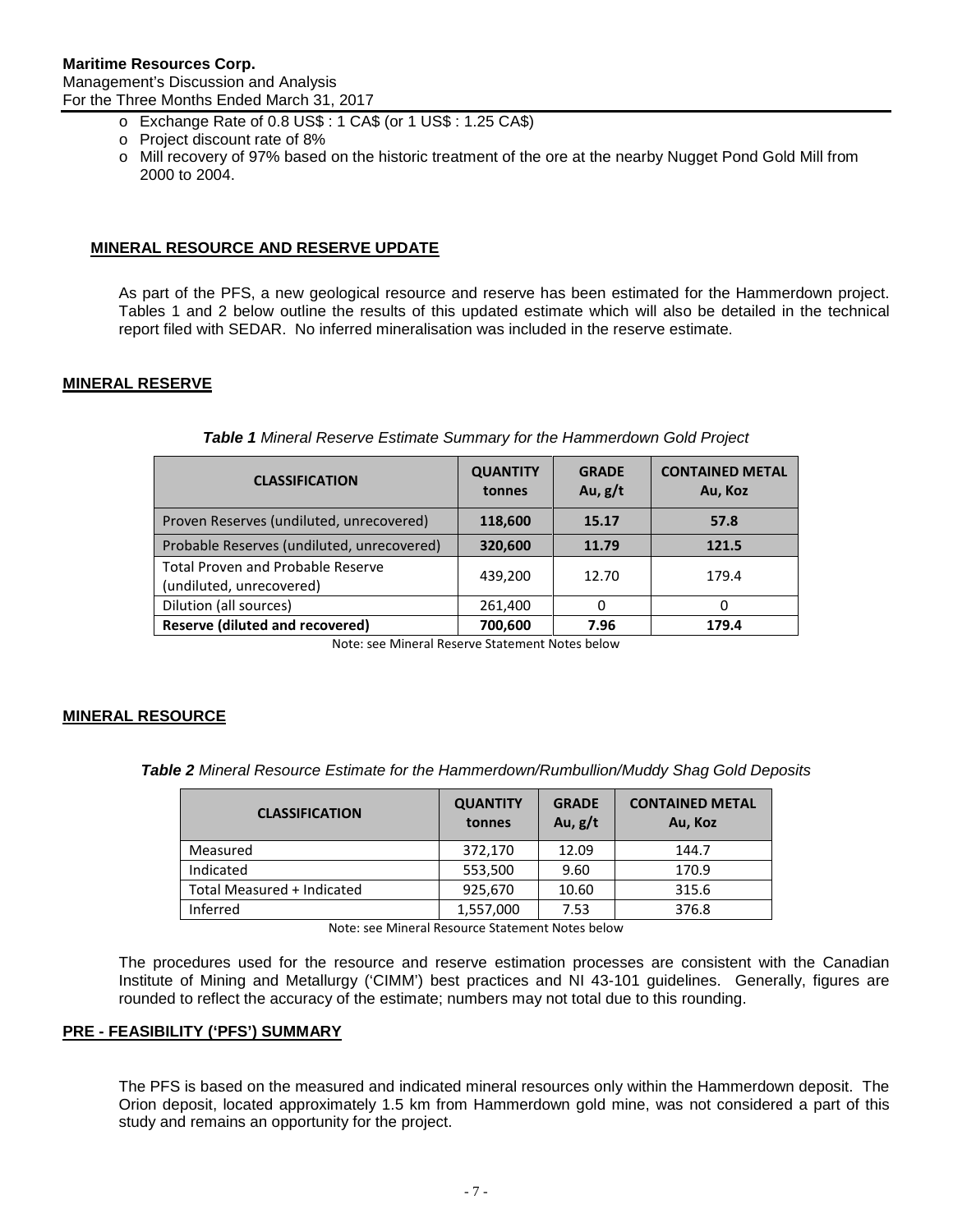- Exchange Rate of 0.8 US$ : 1 CA$ (or 1 US$ : 1.25 CA$)
- Project discount rate of 8%
- Mill recovery of 97% based on the historic treatment of the ore at the nearby Nugget Pond Gold Mill from 2000 to 2004.

## MINERAL RESOURCE AND RESERVE UPDATE

As part of the PFS, a new geological resource and reserve has been estimated for the Hammerdown project. Tables 1 and 2 below outline the results of this updated estimate which will also be detailed in the technical report filed with SEDAR. No inferred mineralisation was included in the reserve estimate.

## MINERAL RESERVE

***Table 1*** *Mineral Reserve Estimate Summary for the Hammerdown Gold Project*

| CLASSIFICATION | QUANTITY tonnes | GRADE Au, g/t | CONTAINED METAL Au, Koz |
|---|---|---|---|
| Proven Reserves (undiluted, unrecovered) | **118,600** | **15.17** | **57.8** |
| Probable Reserves (undiluted, unrecovered) | **320,600** | **11.79** | **121.5** |
| Total Proven and Probable Reserve (undiluted, unrecovered) | 439,200 | 12.70 | 179.4 |
| Dilution (all sources) | 261,400 | 0 | 0 |
| **Reserve (diluted and recovered)** | **700,600** | **7.96** | **179.4** |

Note: see Mineral Reserve Statement Notes below

## MINERAL RESOURCE

***Table 2*** *Mineral Resource Estimate for the Hammerdown/Rumbullion/Muddy Shag Gold Deposits*

| CLASSIFICATION | QUANTITY tonnes | GRADE Au, g/t | CONTAINED METAL Au, Koz |
|---|---|---|---|
| Measured | 372,170 | 12.09 | 144.7 |
| Indicated | 553,500 | 9.60 | 170.9 |
| Total Measured + Indicated | 925,670 | 10.60 | 315.6 |
| Inferred | 1,557,000 | 7.53 | 376.8 |

Note: see Mineral Resource Statement Notes below

The procedures used for the resource and reserve estimation processes are consistent with the Canadian Institute of Mining and Metallurgy ('CIMM') best practices and NI 43-101 guidelines. Generally, figures are rounded to reflect the accuracy of the estimate; numbers may not total due to this rounding.

## PRE - FEASIBILITY ('PFS') SUMMARY

The PFS is based on the measured and indicated mineral resources only within the Hammerdown deposit. The Orion deposit, located approximately 1.5 km from Hammerdown gold mine, was not considered a part of this study and remains an opportunity for the project.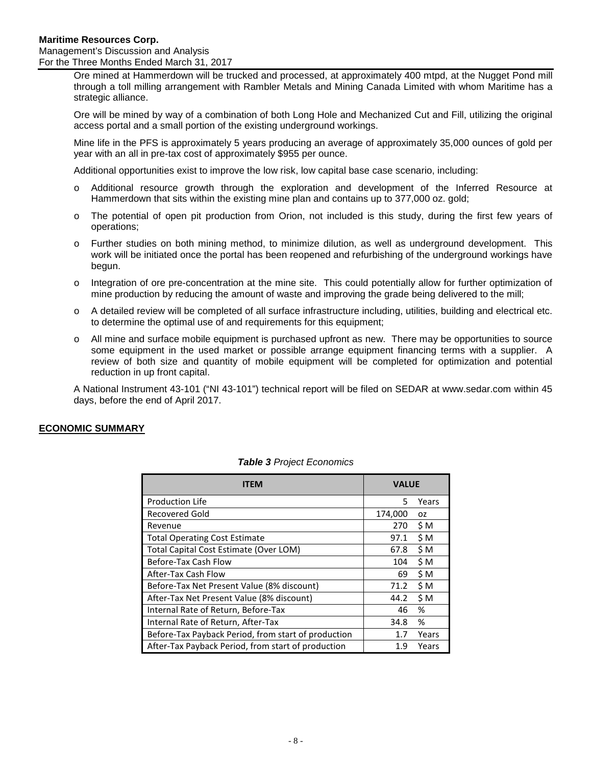Ore mined at Hammerdown will be trucked and processed, at approximately 400 mtpd, at the Nugget Pond mill through a toll milling arrangement with Rambler Metals and Mining Canada Limited with whom Maritime has a strategic alliance.

Ore will be mined by way of a combination of both Long Hole and Mechanized Cut and Fill, utilizing the original access portal and a small portion of the existing underground workings.

Mine life in the PFS is approximately 5 years producing an average of approximately 35,000 ounces of gold per year with an all in pre-tax cost of approximately $955 per ounce.

Additional opportunities exist to improve the low risk, low capital base case scenario, including:

- Additional resource growth through the exploration and development of the Inferred Resource at Hammerdown that sits within the existing mine plan and contains up to 377,000 oz. gold;
- The potential of open pit production from Orion, not included is this study, during the first few years of operations;
- Further studies on both mining method, to minimize dilution, as well as underground development. This work will be initiated once the portal has been reopened and refurbishing of the underground workings have begun.
- Integration of ore pre-concentration at the mine site. This could potentially allow for further optimization of mine production by reducing the amount of waste and improving the grade being delivered to the mill;
- A detailed review will be completed of all surface infrastructure including, utilities, building and electrical etc. to determine the optimal use of and requirements for this equipment;
- All mine and surface mobile equipment is purchased upfront as new. There may be opportunities to source some equipment in the used market or possible arrange equipment financing terms with a supplier. A review of both size and quantity of mobile equipment will be completed for optimization and potential reduction in up front capital.

A National Instrument 43-101 ("NI 43-101") technical report will be filed on SEDAR at www.sedar.com within 45 days, before the end of April 2017.

## ECONOMIC SUMMARY

***Table 3** Project Economics*

| ITEM | VALUE | |
|---|---|---|
| Production Life | 5 | Years |
| Recovered Gold | 174,000 | oz |
| Revenue | 270 | $ M |
| Total Operating Cost Estimate | 97.1 | $ M |
| Total Capital Cost Estimate (Over LOM) | 67.8 | $ M |
| Before-Tax Cash Flow | 104 | $ M |
| After-Tax Cash Flow | 69 | $ M |
| Before-Tax Net Present Value (8% discount) | 71.2 | $ M |
| After-Tax Net Present Value (8% discount) | 44.2 | $ M |
| Internal Rate of Return, Before-Tax | 46 | % |
| Internal Rate of Return, After-Tax | 34.8 | % |
| Before-Tax Payback Period, from start of production | 1.7 | Years |
| After-Tax Payback Period, from start of production | 1.9 | Years |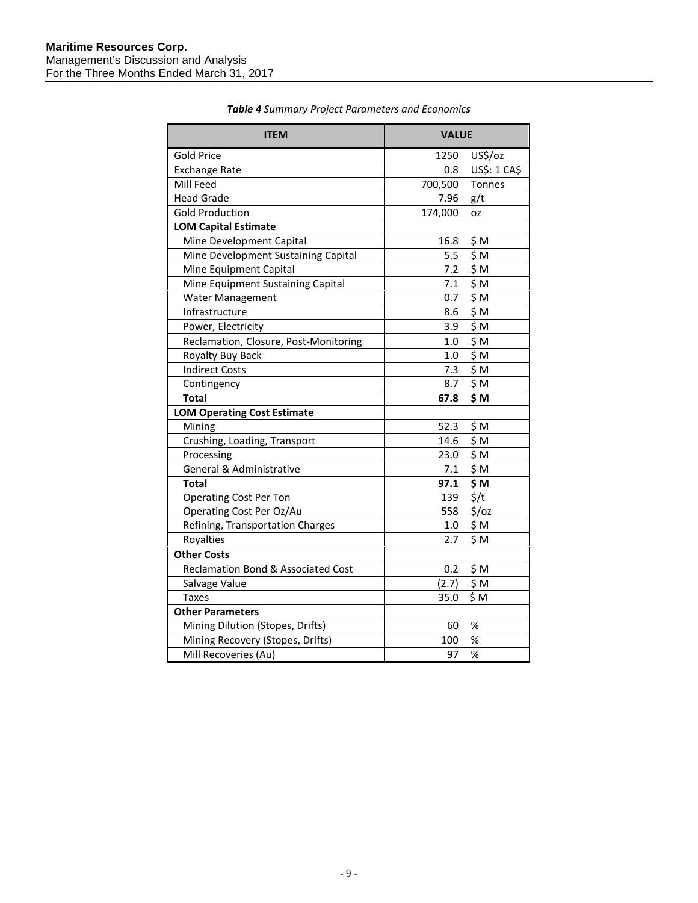*Table 4 Summary Project Parameters and Economics*

| ITEM | VALUE | |
|---|---|---|
| Gold Price | 1250 | US$/oz |
| Exchange Rate | 0.8 | US$: 1 CA$ |
| Mill Feed | 700,500 | Tonnes |
| Head Grade | 7.96 | g/t |
| Gold Production | 174,000 | oz |
| **LOM Capital Estimate** | | |
| Mine Development Capital | 16.8 | $ M |
| Mine Development Sustaining Capital | 5.5 | $ M |
| Mine Equipment Capital | 7.2 | $ M |
| Mine Equipment Sustaining Capital | 7.1 | $ M |
| Water Management | 0.7 | $ M |
| Infrastructure | 8.6 | $ M |
| Power, Electricity | 3.9 | $ M |
| Reclamation, Closure, Post-Monitoring | 1.0 | $ M |
| Royalty Buy Back | 1.0 | $ M |
| Indirect Costs | 7.3 | $ M |
| Contingency | 8.7 | $ M |
| **Total** | **67.8** | **$ M** |
| **LOM Operating Cost Estimate** | | |
| Mining | 52.3 | $ M |
| Crushing, Loading, Transport | 14.6 | $ M |
| Processing | 23.0 | $ M |
| General & Administrative | 7.1 | $ M |
| **Total** | **97.1** | **$ M** |
| Operating Cost Per Ton | 139 | $/t |
| Operating Cost Per Oz/Au | 558 | $/oz |
| Refining, Transportation Charges | 1.0 | $ M |
| Royalties | 2.7 | $ M |
| **Other Costs** | | |
| Reclamation Bond & Associated Cost | 0.2 | $ M |
| Salvage Value | (2.7) | $ M |
| Taxes | 35.0 | $ M |
| **Other Parameters** | | |
| Mining Dilution (Stopes, Drifts) | 60 | % |
| Mining Recovery (Stopes, Drifts) | 100 | % |
| Mill Recoveries (Au) | 97 | % |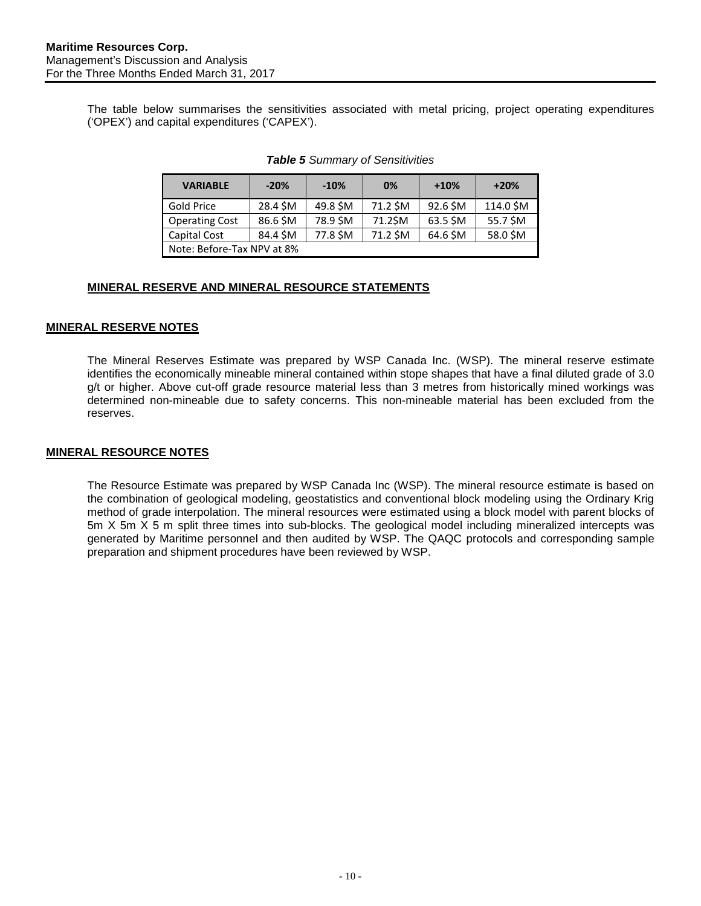The table below summarises the sensitivities associated with metal pricing, project operating expenditures ('OPEX') and capital expenditures ('CAPEX').

***Table 5*** *Summary of Sensitivities*

| VARIABLE | -20% | -10% | 0% | +10% | +20% |
|---|---|---|---|---|---|
| Gold Price | 28.4 $M | 49.8 $M | 71.2 $M | 92.6 $M | 114.0 $M |
| Operating Cost | 86.6 $M | 78.9 $M | 71.2$M | 63.5 $M | 55.7 $M |
| Capital Cost | 84.4 $M | 77.8 $M | 71.2 $M | 64.6 $M | 58.0 $M |
| Note: Before-Tax NPV at 8% | | | | | |

## MINERAL RESERVE AND MINERAL RESOURCE STATEMENTS

## MINERAL RESERVE NOTES

The Mineral Reserves Estimate was prepared by WSP Canada Inc. (WSP). The mineral reserve estimate identifies the economically mineable mineral contained within stope shapes that have a final diluted grade of 3.0 g/t or higher. Above cut-off grade resource material less than 3 metres from historically mined workings was determined non-mineable due to safety concerns. This non-mineable material has been excluded from the reserves.

## MINERAL RESOURCE NOTES

The Resource Estimate was prepared by WSP Canada Inc (WSP). The mineral resource estimate is based on the combination of geological modeling, geostatistics and conventional block modeling using the Ordinary Krig method of grade interpolation. The mineral resources were estimated using a block model with parent blocks of 5m X 5m X 5 m split three times into sub-blocks. The geological model including mineralized intercepts was generated by Maritime personnel and then audited by WSP. The QAQC protocols and corresponding sample preparation and shipment procedures have been reviewed by WSP.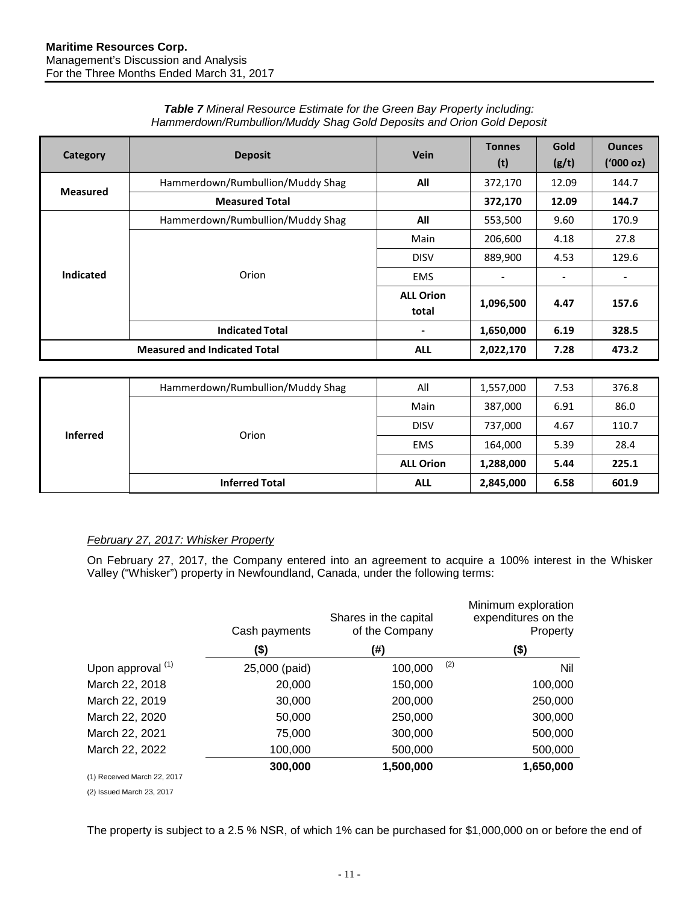***Table 7** Mineral Resource Estimate for the Green Bay Property including: Hammerdown/Rumbullion/Muddy Shag Gold Deposits and Orion Gold Deposit*

| Category | Deposit | Vein | Tonnes (t) | Gold (g/t) | Ounces ('000 oz) |
|---|---|---|---|---|---|
| **Measured** | Hammerdown/Rumbullion/Muddy Shag | **All** | 372,170 | 12.09 | 144.7 |
| | **Measured Total** | | **372,170** | **12.09** | **144.7** |
| **Indicated** | Hammerdown/Rumbullion/Muddy Shag | **All** | 553,500 | 9.60 | 170.9 |
| | Orion | Main | 206,600 | 4.18 | 27.8 |
| | | DISV | 889,900 | 4.53 | 129.6 |
| | | EMS | - | - | - |
| | | **ALL Orion total** | **1,096,500** | **4.47** | **157.6** |
| | **Indicated Total** | **-** | **1,650,000** | **6.19** | **328.5** |
| **Measured and Indicated Total** | | **ALL** | **2,022,170** | **7.28** | **473.2** |

| | | | | | |
|---|---|---|---|---|---|
| **Inferred** | Hammerdown/Rumbullion/Muddy Shag | All | 1,557,000 | 7.53 | 376.8 |
| | Orion | Main | 387,000 | 6.91 | 86.0 |
| | | DISV | 737,000 | 4.67 | 110.7 |
| | | EMS | 164,000 | 5.39 | 28.4 |
| | | **ALL Orion** | **1,288,000** | **5.44** | **225.1** |
| | **Inferred Total** | **ALL** | **2,845,000** | **6.58** | **601.9** |

*February 27, 2017: Whisker Property*

On February 27, 2017, the Company entered into an agreement to acquire a 100% interest in the Whisker Valley ("Whisker") property in Newfoundland, Canada, under the following terms:

| | Cash payments | Shares in the capital of the Company | Minimum exploration expenditures on the Property |
|---|---|---|---|
| | **($)** | **(#)** | **($)** |
| Upon approval (1) | 25,000 (paid) | 100,000 (2) | Nil |
| March 22, 2018 | 20,000 | 150,000 | 100,000 |
| March 22, 2019 | 30,000 | 200,000 | 250,000 |
| March 22, 2020 | 50,000 | 250,000 | 300,000 |
| March 22, 2021 | 75,000 | 300,000 | 500,000 |
| March 22, 2022 | 100,000 | 500,000 | 500,000 |
| | **300,000** | **1,500,000** | **1,650,000** |

(1) Received March 22, 2017

(2) Issued March 23, 2017

The property is subject to a 2.5 % NSR, of which 1% can be purchased for $1,000,000 on or before the end of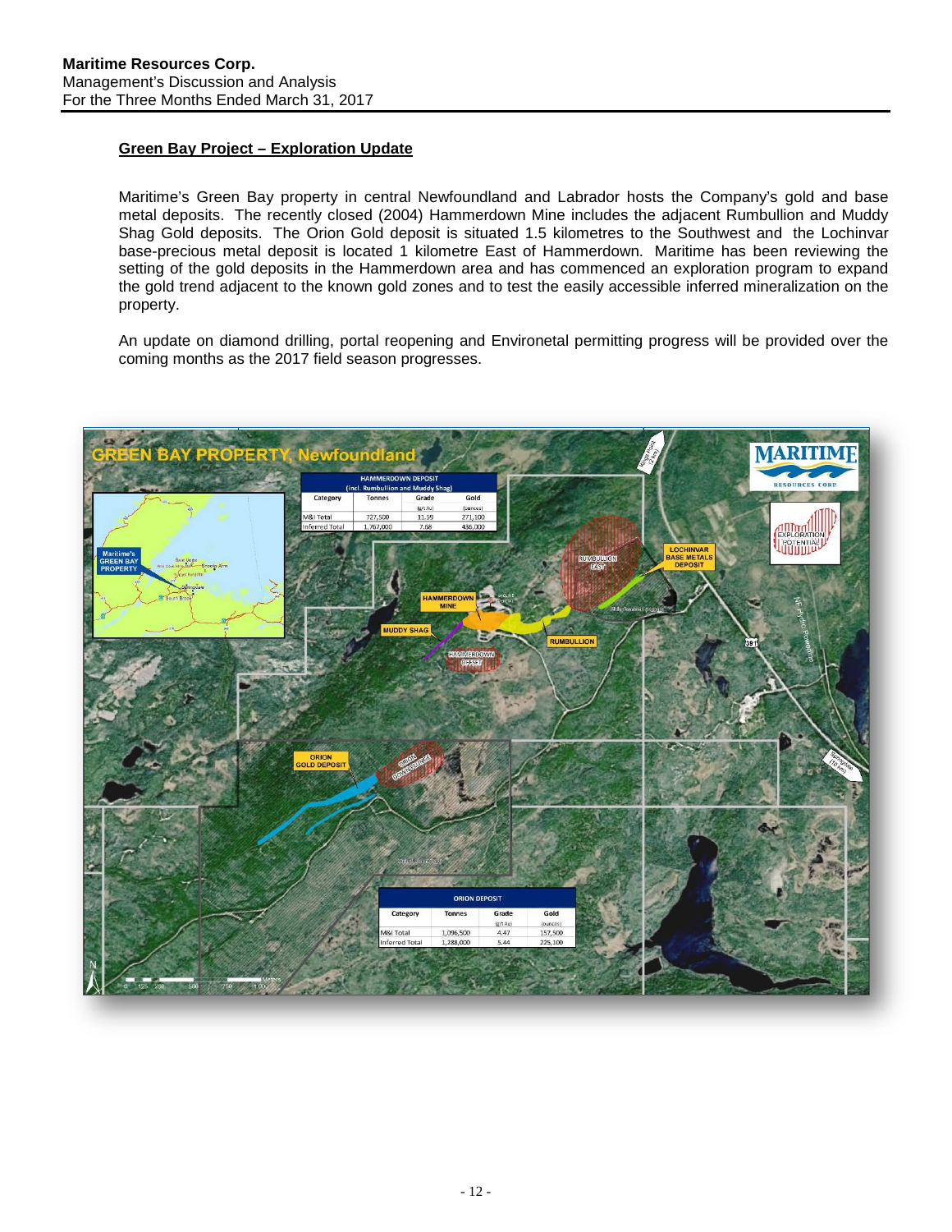## Green Bay Project – Exploration Update

Maritime's Green Bay property in central Newfoundland and Labrador hosts the Company's gold and base metal deposits. The recently closed (2004) Hammerdown Mine includes the adjacent Rumbullion and Muddy Shag Gold deposits. The Orion Gold deposit is situated 1.5 kilometres to the Southwest and the Lochinvar base-precious metal deposit is located 1 kilometre East of Hammerdown. Maritime has been reviewing the setting of the gold deposits in the Hammerdown area and has commenced an exploration program to expand the gold trend adjacent to the known gold zones and to test the easily accessible inferred mineralization on the property.

An update on diamond drilling, portal reopening and Environetal permitting progress will be provided over the coming months as the 2017 field season progresses.

GREEN BAY PROPERTY, Newfoundland

HAMMERDOWN DEPOSIT (incl. Rumbullion and Muddy Shag)

| Category | Tonnes | Grade (g/t Au) | Gold (ounces) |
|---|---|---|---|
| M&I Total | 727,500 | 11.59 | 271,100 |
| Inferred Total | 1,767,000 | 7.68 | 436,000 |

ORION DEPOSIT

| Category | Tonnes | Grade (g/t Au) | Gold (ounces) |
|---|---|---|---|
| M&I Total | 1,096,500 | 4.47 | 157,500 |
| Inferred Total | 1,288,000 | 5.44 | 225,100 |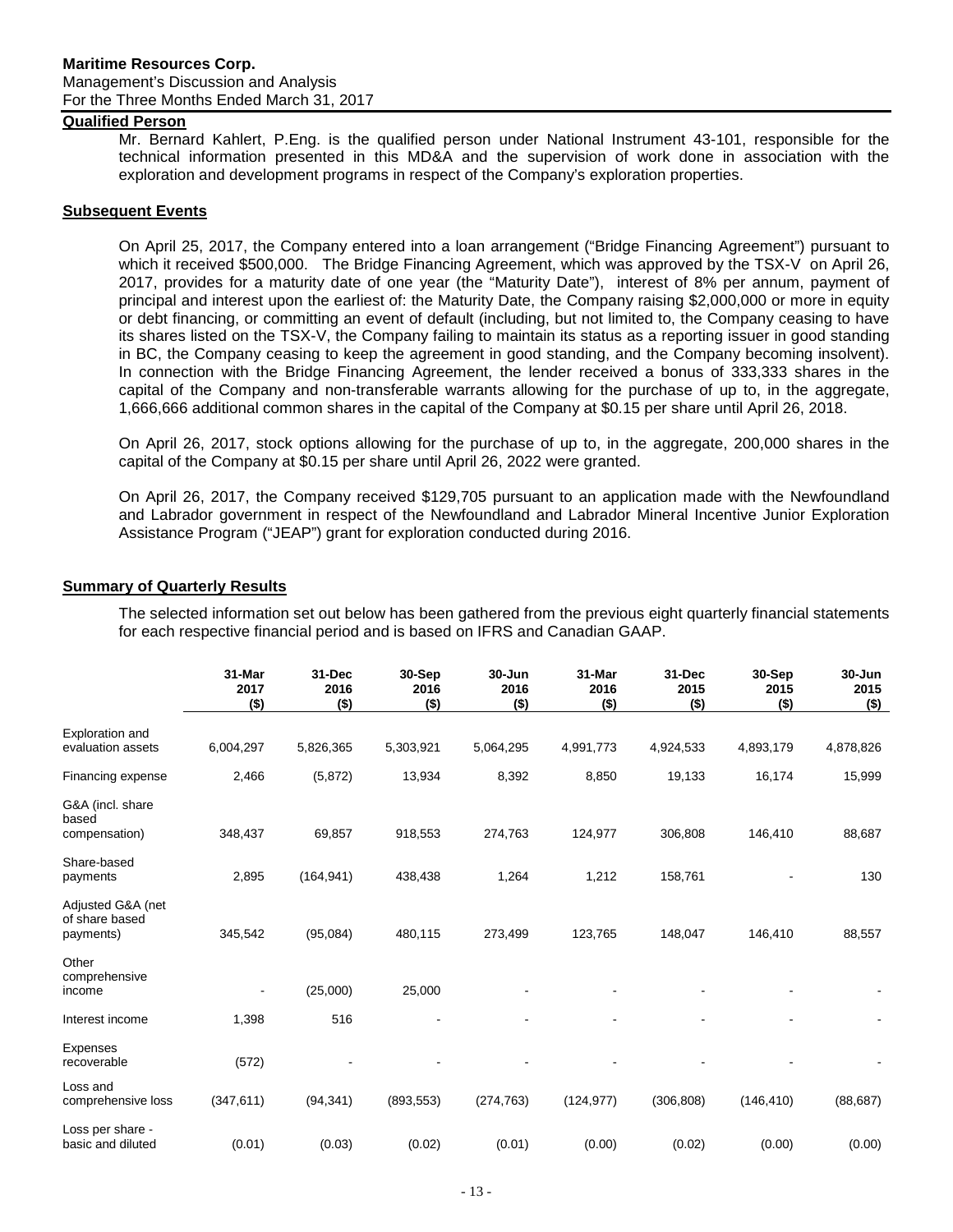**Qualified Person**

Mr. Bernard Kahlert, P.Eng. is the qualified person under National Instrument 43-101, responsible for the technical information presented in this MD&A and the supervision of work done in association with the exploration and development programs in respect of the Company's exploration properties.

**Subsequent Events**

On April 25, 2017, the Company entered into a loan arrangement ("Bridge Financing Agreement") pursuant to which it received \$500,000. The Bridge Financing Agreement, which was approved by the TSX-V on April 26, 2017, provides for a maturity date of one year (the "Maturity Date"), interest of 8% per annum, payment of principal and interest upon the earliest of: the Maturity Date, the Company raising \$2,000,000 or more in equity or debt financing, or committing an event of default (including, but not limited to, the Company ceasing to have its shares listed on the TSX-V, the Company failing to maintain its status as a reporting issuer in good standing in BC, the Company ceasing to keep the agreement in good standing, and the Company becoming insolvent). In connection with the Bridge Financing Agreement, the lender received a bonus of 333,333 shares in the capital of the Company and non-transferable warrants allowing for the purchase of up to, in the aggregate, 1,666,666 additional common shares in the capital of the Company at \$0.15 per share until April 26, 2018.

On April 26, 2017, stock options allowing for the purchase of up to, in the aggregate, 200,000 shares in the capital of the Company at \$0.15 per share until April 26, 2022 were granted.

On April 26, 2017, the Company received \$129,705 pursuant to an application made with the Newfoundland and Labrador government in respect of the Newfoundland and Labrador Mineral Incentive Junior Exploration Assistance Program ("JEAP") grant for exploration conducted during 2016.

**Summary of Quarterly Results**

The selected information set out below has been gathered from the previous eight quarterly financial statements for each respective financial period and is based on IFRS and Canadian GAAP.

| | 31-Mar 2017 (\$) | 31-Dec 2016 (\$) | 30-Sep 2016 (\$) | 30-Jun 2016 (\$) | 31-Mar 2016 (\$) | 31-Dec 2015 (\$) | 30-Sep 2015 (\$) | 30-Jun 2015 (\$) |
|---|---|---|---|---|---|---|---|---|
| Exploration and evaluation assets | 6,004,297 | 5,826,365 | 5,303,921 | 5,064,295 | 4,991,773 | 4,924,533 | 4,893,179 | 4,878,826 |
| Financing expense | 2,466 | (5,872) | 13,934 | 8,392 | 8,850 | 19,133 | 16,174 | 15,999 |
| G&A (incl. share based compensation) | 348,437 | 69,857 | 918,553 | 274,763 | 124,977 | 306,808 | 146,410 | 88,687 |
| Share-based payments | 2,895 | (164,941) | 438,438 | 1,264 | 1,212 | 158,761 | - | 130 |
| Adjusted G&A (net of share based payments) | 345,542 | (95,084) | 480,115 | 273,499 | 123,765 | 148,047 | 146,410 | 88,557 |
| Other comprehensive income | - | (25,000) | 25,000 | - | - | - | - | - |
| Interest income | 1,398 | 516 | - | - | - | - | - | - |
| Expenses recoverable | (572) | - | - | - | - | - | - | - |
| Loss and comprehensive loss | (347,611) | (94,341) | (893,553) | (274,763) | (124,977) | (306,808) | (146,410) | (88,687) |
| Loss per share - basic and diluted | (0.01) | (0.03) | (0.02) | (0.01) | (0.00) | (0.02) | (0.00) | (0.00) |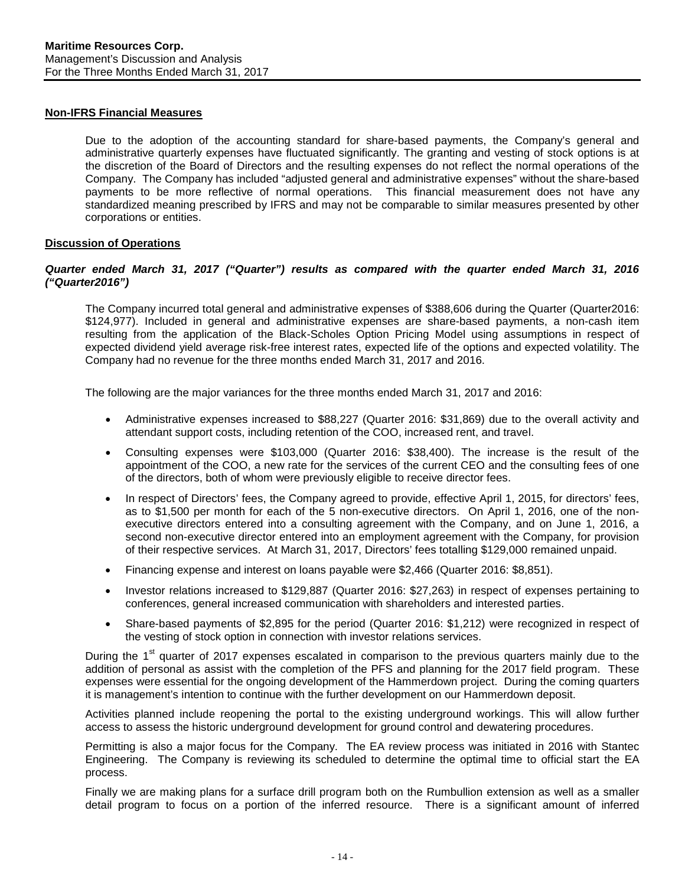## Non-IFRS Financial Measures

Due to the adoption of the accounting standard for share-based payments, the Company's general and administrative quarterly expenses have fluctuated significantly. The granting and vesting of stock options is at the discretion of the Board of Directors and the resulting expenses do not reflect the normal operations of the Company. The Company has included "adjusted general and administrative expenses" without the share-based payments to be more reflective of normal operations. This financial measurement does not have any standardized meaning prescribed by IFRS and may not be comparable to similar measures presented by other corporations or entities.

## Discussion of Operations

### *Quarter ended March 31, 2017 ("Quarter") results as compared with the quarter ended March 31, 2016 ("Quarter2016")*

The Company incurred total general and administrative expenses of $388,606 during the Quarter (Quarter2016: $124,977). Included in general and administrative expenses are share-based payments, a non-cash item resulting from the application of the Black-Scholes Option Pricing Model using assumptions in respect of expected dividend yield average risk-free interest rates, expected life of the options and expected volatility. The Company had no revenue for the three months ended March 31, 2017 and 2016.

The following are the major variances for the three months ended March 31, 2017 and 2016:

- Administrative expenses increased to $88,227 (Quarter 2016: $31,869) due to the overall activity and attendant support costs, including retention of the COO, increased rent, and travel.
- Consulting expenses were $103,000 (Quarter 2016: $38,400). The increase is the result of the appointment of the COO, a new rate for the services of the current CEO and the consulting fees of one of the directors, both of whom were previously eligible to receive director fees.
- In respect of Directors' fees, the Company agreed to provide, effective April 1, 2015, for directors' fees, as to $1,500 per month for each of the 5 non-executive directors. On April 1, 2016, one of the non-executive directors entered into a consulting agreement with the Company, and on June 1, 2016, a second non-executive director entered into an employment agreement with the Company, for provision of their respective services. At March 31, 2017, Directors' fees totalling $129,000 remained unpaid.
- Financing expense and interest on loans payable were $2,466 (Quarter 2016: $8,851).
- Investor relations increased to $129,887 (Quarter 2016: $27,263) in respect of expenses pertaining to conferences, general increased communication with shareholders and interested parties.
- Share-based payments of $2,895 for the period (Quarter 2016: $1,212) were recognized in respect of the vesting of stock option in connection with investor relations services.

During the 1st quarter of 2017 expenses escalated in comparison to the previous quarters mainly due to the addition of personal as assist with the completion of the PFS and planning for the 2017 field program. These expenses were essential for the ongoing development of the Hammerdown project. During the coming quarters it is management's intention to continue with the further development on our Hammerdown deposit.

Activities planned include reopening the portal to the existing underground workings. This will allow further access to assess the historic underground development for ground control and dewatering procedures.

Permitting is also a major focus for the Company. The EA review process was initiated in 2016 with Stantec Engineering. The Company is reviewing its scheduled to determine the optimal time to official start the EA process.

Finally we are making plans for a surface drill program both on the Rumbullion extension as well as a smaller detail program to focus on a portion of the inferred resource. There is a significant amount of inferred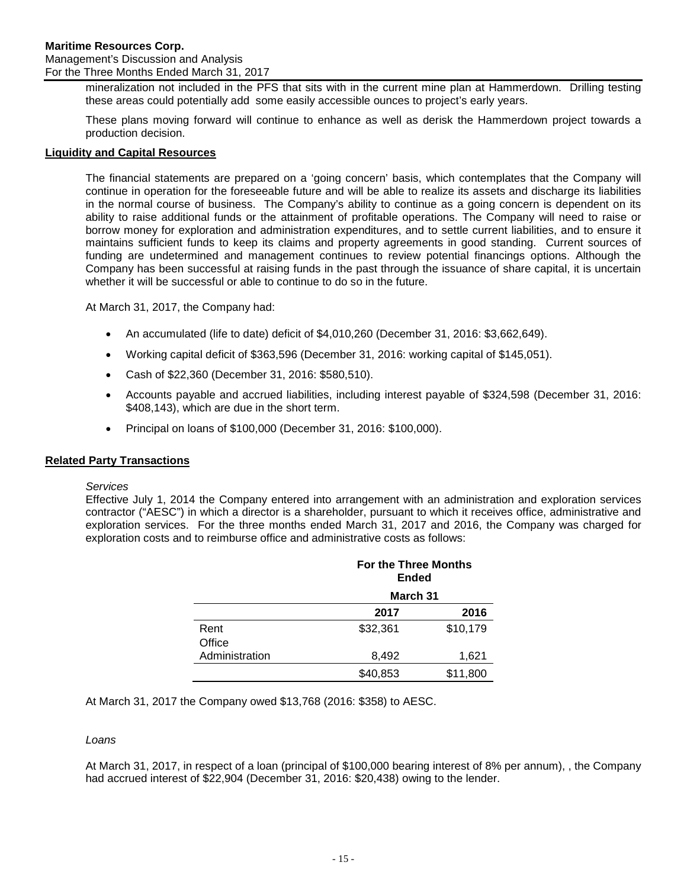mineralization not included in the PFS that sits with in the current mine plan at Hammerdown. Drilling testing these areas could potentially add some easily accessible ounces to project's early years.

These plans moving forward will continue to enhance as well as derisk the Hammerdown project towards a production decision.

## Liquidity and Capital Resources

The financial statements are prepared on a 'going concern' basis, which contemplates that the Company will continue in operation for the foreseeable future and will be able to realize its assets and discharge its liabilities in the normal course of business. The Company's ability to continue as a going concern is dependent on its ability to raise additional funds or the attainment of profitable operations. The Company will need to raise or borrow money for exploration and administration expenditures, and to settle current liabilities, and to ensure it maintains sufficient funds to keep its claims and property agreements in good standing. Current sources of funding are undetermined and management continues to review potential financings options. Although the Company has been successful at raising funds in the past through the issuance of share capital, it is uncertain whether it will be successful or able to continue to do so in the future.

At March 31, 2017, the Company had:

- An accumulated (life to date) deficit of $4,010,260 (December 31, 2016: $3,662,649).
- Working capital deficit of $363,596 (December 31, 2016: working capital of $145,051).
- Cash of $22,360 (December 31, 2016: $580,510).
- Accounts payable and accrued liabilities, including interest payable of $324,598 (December 31, 2016: $408,143), which are due in the short term.
- Principal on loans of $100,000 (December 31, 2016: $100,000).

## Related Party Transactions

*Services*

Effective July 1, 2014 the Company entered into arrangement with an administration and exploration services contractor ("AESC") in which a director is a shareholder, pursuant to which it receives office, administrative and exploration services. For the three months ended March 31, 2017 and 2016, the Company was charged for exploration costs and to reimburse office and administrative costs as follows:

| | For the Three Months Ended March 31 | |
|---|---|---|
| | **2017** | **2016** |
| Rent | $32,361 | $10,179 |
| Office Administration | 8,492 | 1,621 |
| | $40,853 | $11,800 |

At March 31, 2017 the Company owed $13,768 (2016: $358) to AESC.

*Loans*

At March 31, 2017, in respect of a loan (principal of $100,000 bearing interest of 8% per annum), , the Company had accrued interest of $22,904 (December 31, 2016: $20,438) owing to the lender.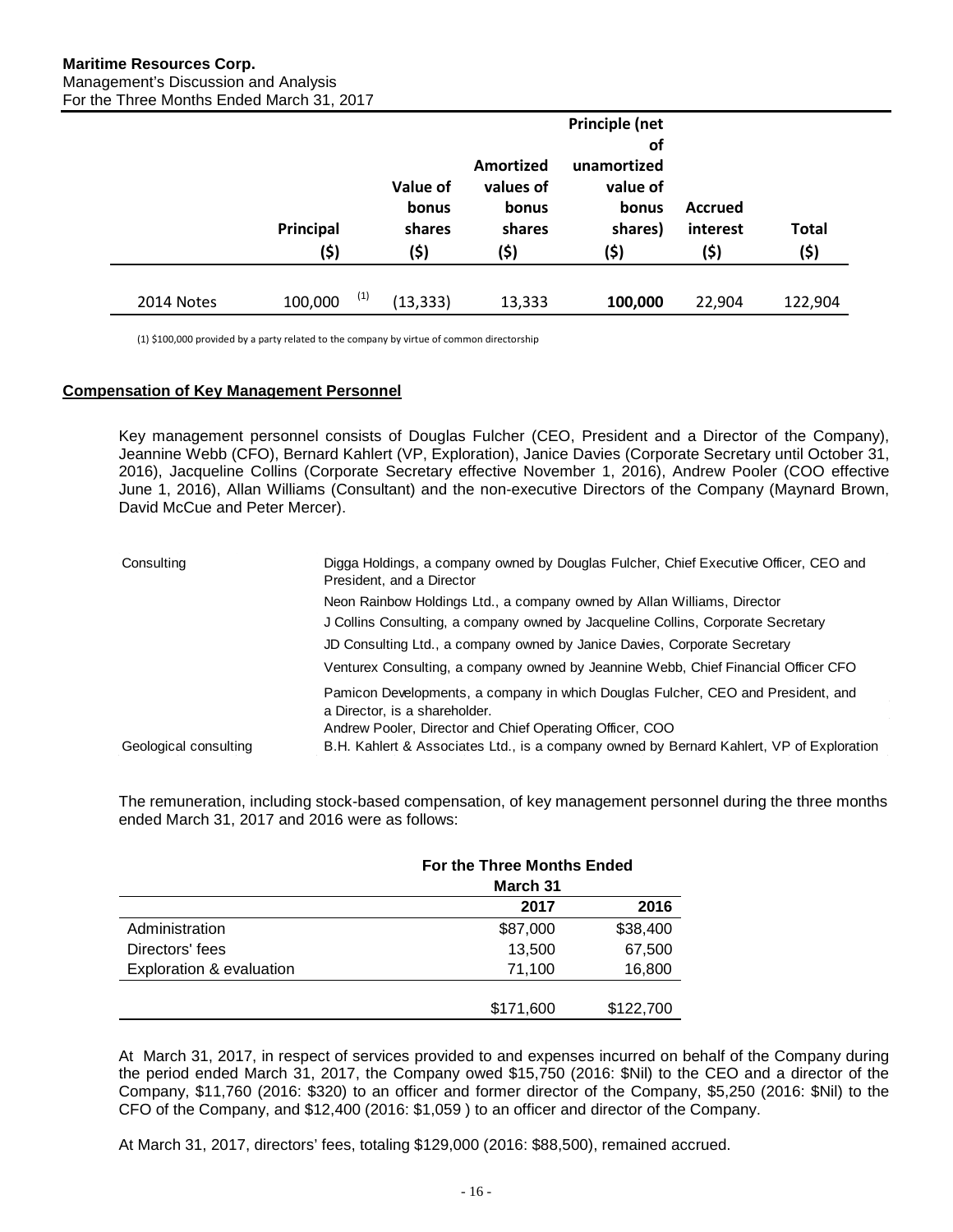| | Principal ($) | Value of bonus shares ($) | Amortized values of bonus shares ($) | Principle (net of unamortized value of bonus shares) ($) | Accrued interest ($) | Total ($) |
|---|---|---|---|---|---|---|
| 2014 Notes | 100,000 (1) | (13,333) | 13,333 | **100,000** | 22,904 | 122,904 |

(1) $100,000 provided by a party related to the company by virtue of common directorship

**Compensation of Key Management Personnel**

Key management personnel consists of Douglas Fulcher (CEO, President and a Director of the Company), Jeannine Webb (CFO), Bernard Kahlert (VP, Exploration), Janice Davies (Corporate Secretary until October 31, 2016), Jacqueline Collins (Corporate Secretary effective November 1, 2016), Andrew Pooler (COO effective June 1, 2016), Allan Williams (Consultant) and the non-executive Directors of the Company (Maynard Brown, David McCue and Peter Mercer).

| | |
|---|---|
| Consulting | Digga Holdings, a company owned by Douglas Fulcher, Chief Executive Officer, CEO and President, and a Director |
| | Neon Rainbow Holdings Ltd., a company owned by Allan Williams, Director |
| | J Collins Consulting, a company owned by Jacqueline Collins, Corporate Secretary |
| | JD Consulting Ltd., a company owned by Janice Davies, Corporate Secretary |
| | Venturex Consulting, a company owned by Jeannine Webb, Chief Financial Officer CFO |
| | Pamicon Developments, a company in which Douglas Fulcher, CEO and President, and a Director, is a shareholder. |
| | Andrew Pooler, Director and Chief Operating Officer, COO |
| Geological consulting | B.H. Kahlert & Associates Ltd., is a company owned by Bernard Kahlert, VP of Exploration |

The remuneration, including stock-based compensation, of key management personnel during the three months ended March 31, 2017 and 2016 were as follows:

| | For the Three Months Ended March 31 | |
|---|---|---|
| | **2017** | **2016** |
| Administration | $87,000 | $38,400 |
| Directors' fees | 13,500 | 67,500 |
| Exploration & evaluation | 71,100 | 16,800 |
| | $171,600 | $122,700 |

At March 31, 2017, in respect of services provided to and expenses incurred on behalf of the Company during the period ended March 31, 2017, the Company owed $15,750 (2016: $Nil) to the CEO and a director of the Company, $11,760 (2016: $320) to an officer and former director of the Company, $5,250 (2016: $Nil) to the CFO of the Company, and $12,400 (2016: $1,059 ) to an officer and director of the Company.

At March 31, 2017, directors' fees, totaling $129,000 (2016: $88,500), remained accrued.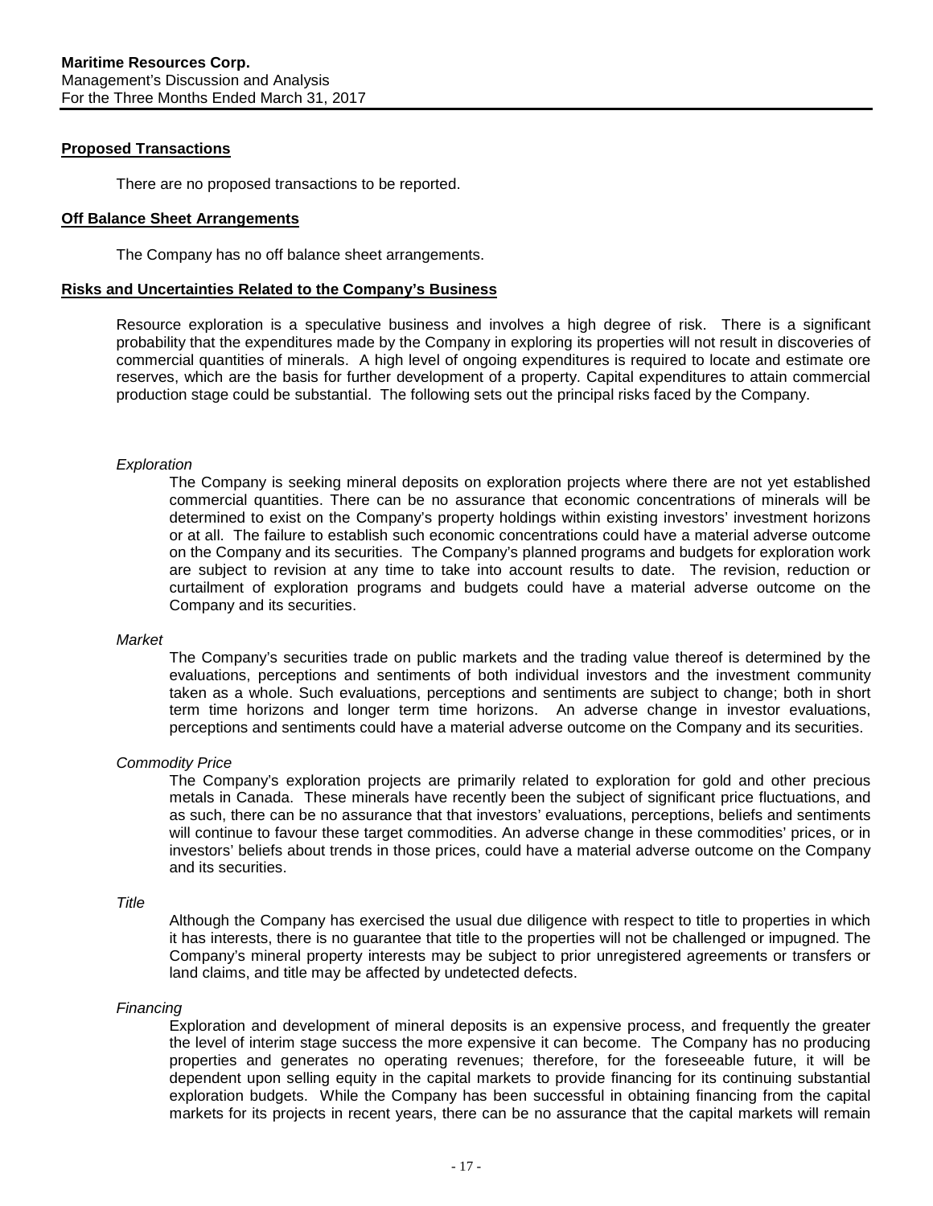## Proposed Transactions

There are no proposed transactions to be reported.

## Off Balance Sheet Arrangements

The Company has no off balance sheet arrangements.

## Risks and Uncertainties Related to the Company's Business

Resource exploration is a speculative business and involves a high degree of risk. There is a significant probability that the expenditures made by the Company in exploring its properties will not result in discoveries of commercial quantities of minerals. A high level of ongoing expenditures is required to locate and estimate ore reserves, which are the basis for further development of a property. Capital expenditures to attain commercial production stage could be substantial. The following sets out the principal risks faced by the Company.

*Exploration*

The Company is seeking mineral deposits on exploration projects where there are not yet established commercial quantities. There can be no assurance that economic concentrations of minerals will be determined to exist on the Company's property holdings within existing investors' investment horizons or at all. The failure to establish such economic concentrations could have a material adverse outcome on the Company and its securities. The Company's planned programs and budgets for exploration work are subject to revision at any time to take into account results to date. The revision, reduction or curtailment of exploration programs and budgets could have a material adverse outcome on the Company and its securities.

*Market*

The Company's securities trade on public markets and the trading value thereof is determined by the evaluations, perceptions and sentiments of both individual investors and the investment community taken as a whole. Such evaluations, perceptions and sentiments are subject to change; both in short term time horizons and longer term time horizons. An adverse change in investor evaluations, perceptions and sentiments could have a material adverse outcome on the Company and its securities.

*Commodity Price*

The Company's exploration projects are primarily related to exploration for gold and other precious metals in Canada. These minerals have recently been the subject of significant price fluctuations, and as such, there can be no assurance that that investors' evaluations, perceptions, beliefs and sentiments will continue to favour these target commodities. An adverse change in these commodities' prices, or in investors' beliefs about trends in those prices, could have a material adverse outcome on the Company and its securities.

*Title*

Although the Company has exercised the usual due diligence with respect to title to properties in which it has interests, there is no guarantee that title to the properties will not be challenged or impugned. The Company's mineral property interests may be subject to prior unregistered agreements or transfers or land claims, and title may be affected by undetected defects.

*Financing*

Exploration and development of mineral deposits is an expensive process, and frequently the greater the level of interim stage success the more expensive it can become. The Company has no producing properties and generates no operating revenues; therefore, for the foreseeable future, it will be dependent upon selling equity in the capital markets to provide financing for its continuing substantial exploration budgets. While the Company has been successful in obtaining financing from the capital markets for its projects in recent years, there can be no assurance that the capital markets will remain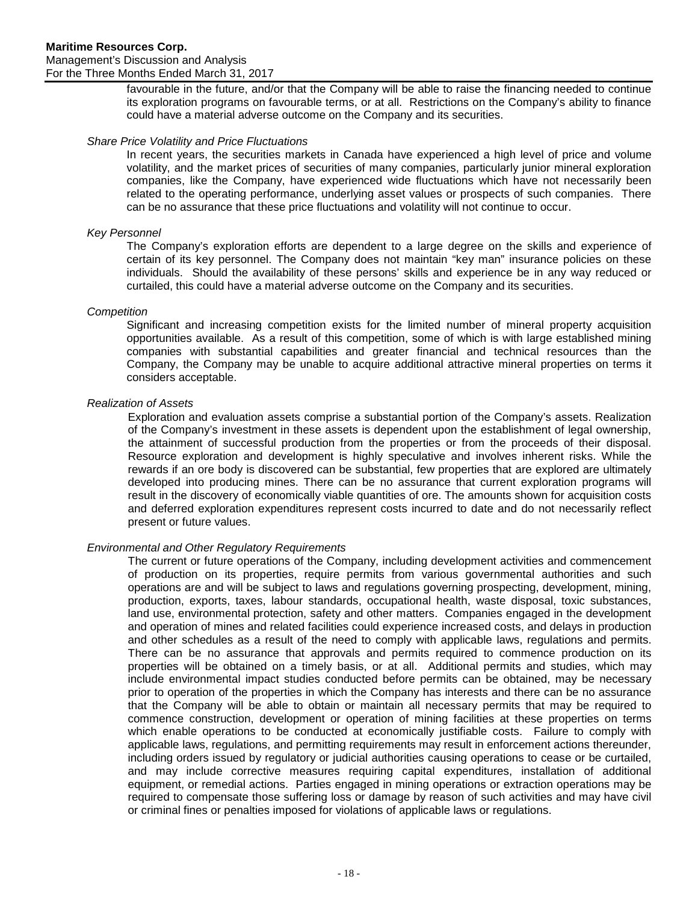favourable in the future, and/or that the Company will be able to raise the financing needed to continue its exploration programs on favourable terms, or at all. Restrictions on the Company's ability to finance could have a material adverse outcome on the Company and its securities.

*Share Price Volatility and Price Fluctuations*

In recent years, the securities markets in Canada have experienced a high level of price and volume volatility, and the market prices of securities of many companies, particularly junior mineral exploration companies, like the Company, have experienced wide fluctuations which have not necessarily been related to the operating performance, underlying asset values or prospects of such companies. There can be no assurance that these price fluctuations and volatility will not continue to occur.

*Key Personnel*

The Company's exploration efforts are dependent to a large degree on the skills and experience of certain of its key personnel. The Company does not maintain "key man" insurance policies on these individuals. Should the availability of these persons' skills and experience be in any way reduced or curtailed, this could have a material adverse outcome on the Company and its securities.

*Competition*

Significant and increasing competition exists for the limited number of mineral property acquisition opportunities available. As a result of this competition, some of which is with large established mining companies with substantial capabilities and greater financial and technical resources than the Company, the Company may be unable to acquire additional attractive mineral properties on terms it considers acceptable.

*Realization of Assets*

Exploration and evaluation assets comprise a substantial portion of the Company's assets. Realization of the Company's investment in these assets is dependent upon the establishment of legal ownership, the attainment of successful production from the properties or from the proceeds of their disposal. Resource exploration and development is highly speculative and involves inherent risks. While the rewards if an ore body is discovered can be substantial, few properties that are explored are ultimately developed into producing mines. There can be no assurance that current exploration programs will result in the discovery of economically viable quantities of ore. The amounts shown for acquisition costs and deferred exploration expenditures represent costs incurred to date and do not necessarily reflect present or future values.

*Environmental and Other Regulatory Requirements*

The current or future operations of the Company, including development activities and commencement of production on its properties, require permits from various governmental authorities and such operations are and will be subject to laws and regulations governing prospecting, development, mining, production, exports, taxes, labour standards, occupational health, waste disposal, toxic substances, land use, environmental protection, safety and other matters. Companies engaged in the development and operation of mines and related facilities could experience increased costs, and delays in production and other schedules as a result of the need to comply with applicable laws, regulations and permits. There can be no assurance that approvals and permits required to commence production on its properties will be obtained on a timely basis, or at all. Additional permits and studies, which may include environmental impact studies conducted before permits can be obtained, may be necessary prior to operation of the properties in which the Company has interests and there can be no assurance that the Company will be able to obtain or maintain all necessary permits that may be required to commence construction, development or operation of mining facilities at these properties on terms which enable operations to be conducted at economically justifiable costs. Failure to comply with applicable laws, regulations, and permitting requirements may result in enforcement actions thereunder, including orders issued by regulatory or judicial authorities causing operations to cease or be curtailed, and may include corrective measures requiring capital expenditures, installation of additional equipment, or remedial actions. Parties engaged in mining operations or extraction operations may be required to compensate those suffering loss or damage by reason of such activities and may have civil or criminal fines or penalties imposed for violations of applicable laws or regulations.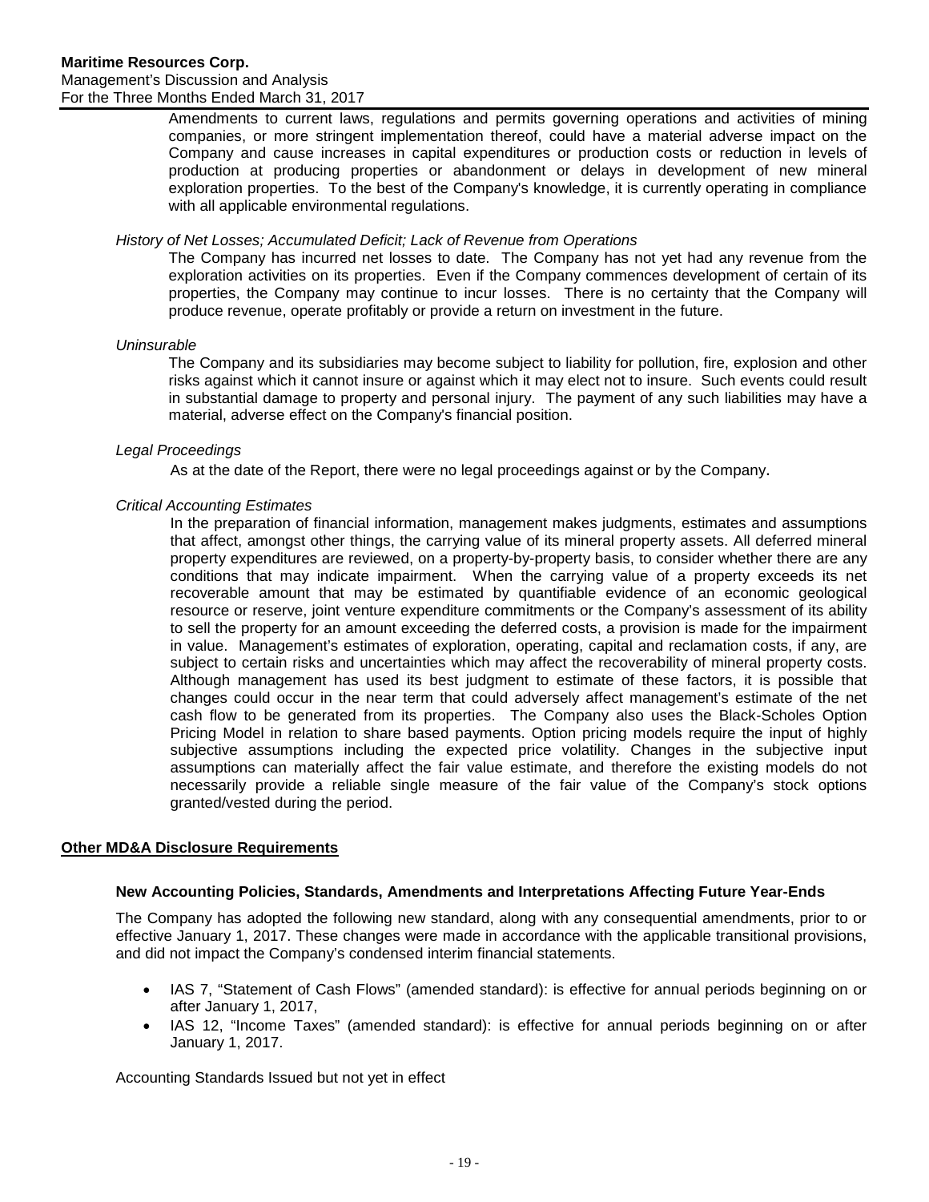Amendments to current laws, regulations and permits governing operations and activities of mining companies, or more stringent implementation thereof, could have a material adverse impact on the Company and cause increases in capital expenditures or production costs or reduction in levels of production at producing properties or abandonment or delays in development of new mineral exploration properties. To the best of the Company's knowledge, it is currently operating in compliance with all applicable environmental regulations.

*History of Net Losses; Accumulated Deficit; Lack of Revenue from Operations*

The Company has incurred net losses to date. The Company has not yet had any revenue from the exploration activities on its properties. Even if the Company commences development of certain of its properties, the Company may continue to incur losses. There is no certainty that the Company will produce revenue, operate profitably or provide a return on investment in the future.

*Uninsurable*

The Company and its subsidiaries may become subject to liability for pollution, fire, explosion and other risks against which it cannot insure or against which it may elect not to insure. Such events could result in substantial damage to property and personal injury. The payment of any such liabilities may have a material, adverse effect on the Company's financial position.

*Legal Proceedings*

As at the date of the Report, there were no legal proceedings against or by the Company.

*Critical Accounting Estimates*

In the preparation of financial information, management makes judgments, estimates and assumptions that affect, amongst other things, the carrying value of its mineral property assets. All deferred mineral property expenditures are reviewed, on a property-by-property basis, to consider whether there are any conditions that may indicate impairment. When the carrying value of a property exceeds its net recoverable amount that may be estimated by quantifiable evidence of an economic geological resource or reserve, joint venture expenditure commitments or the Company's assessment of its ability to sell the property for an amount exceeding the deferred costs, a provision is made for the impairment in value. Management's estimates of exploration, operating, capital and reclamation costs, if any, are subject to certain risks and uncertainties which may affect the recoverability of mineral property costs. Although management has used its best judgment to estimate of these factors, it is possible that changes could occur in the near term that could adversely affect management's estimate of the net cash flow to be generated from its properties. The Company also uses the Black-Scholes Option Pricing Model in relation to share based payments. Option pricing models require the input of highly subjective assumptions including the expected price volatility. Changes in the subjective input assumptions can materially affect the fair value estimate, and therefore the existing models do not necessarily provide a reliable single measure of the fair value of the Company's stock options granted/vested during the period.

## Other MD&A Disclosure Requirements

### New Accounting Policies, Standards, Amendments and Interpretations Affecting Future Year-Ends

The Company has adopted the following new standard, along with any consequential amendments, prior to or effective January 1, 2017. These changes were made in accordance with the applicable transitional provisions, and did not impact the Company's condensed interim financial statements.

- IAS 7, "Statement of Cash Flows" (amended standard): is effective for annual periods beginning on or after January 1, 2017,
- IAS 12, "Income Taxes" (amended standard): is effective for annual periods beginning on or after January 1, 2017.

Accounting Standards Issued but not yet in effect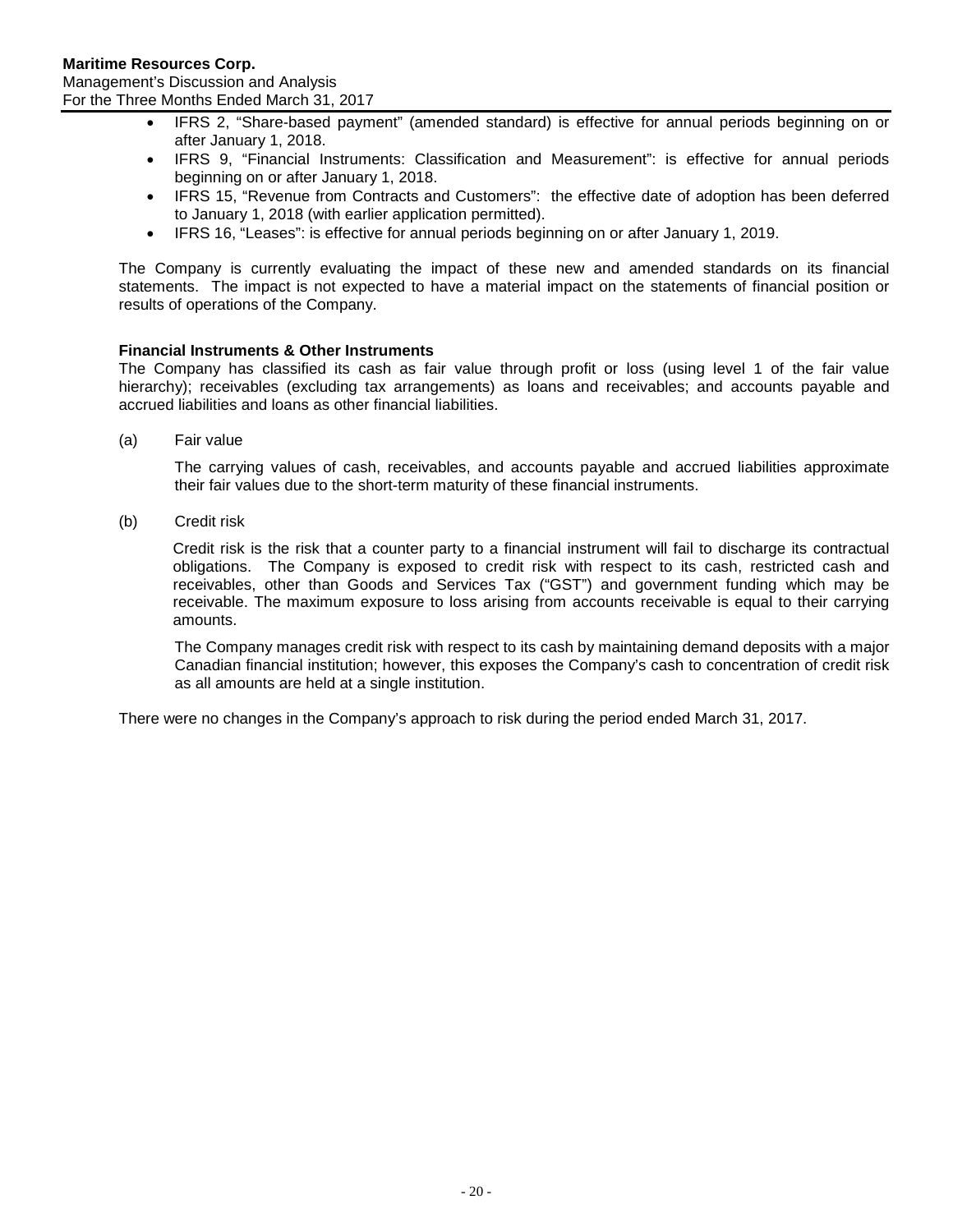- IFRS 2, "Share-based payment" (amended standard) is effective for annual periods beginning on or after January 1, 2018.
- IFRS 9, "Financial Instruments: Classification and Measurement": is effective for annual periods beginning on or after January 1, 2018.
- IFRS 15, "Revenue from Contracts and Customers": the effective date of adoption has been deferred to January 1, 2018 (with earlier application permitted).
- IFRS 16, "Leases": is effective for annual periods beginning on or after January 1, 2019.

The Company is currently evaluating the impact of these new and amended standards on its financial statements. The impact is not expected to have a material impact on the statements of financial position or results of operations of the Company.

**Financial Instruments & Other Instruments**

The Company has classified its cash as fair value through profit or loss (using level 1 of the fair value hierarchy); receivables (excluding tax arrangements) as loans and receivables; and accounts payable and accrued liabilities and loans as other financial liabilities.

(a) Fair value

The carrying values of cash, receivables, and accounts payable and accrued liabilities approximate their fair values due to the short-term maturity of these financial instruments.

(b) Credit risk

Credit risk is the risk that a counter party to a financial instrument will fail to discharge its contractual obligations. The Company is exposed to credit risk with respect to its cash, restricted cash and receivables, other than Goods and Services Tax ("GST") and government funding which may be receivable. The maximum exposure to loss arising from accounts receivable is equal to their carrying amounts.

The Company manages credit risk with respect to its cash by maintaining demand deposits with a major Canadian financial institution; however, this exposes the Company's cash to concentration of credit risk as all amounts are held at a single institution.

There were no changes in the Company's approach to risk during the period ended March 31, 2017.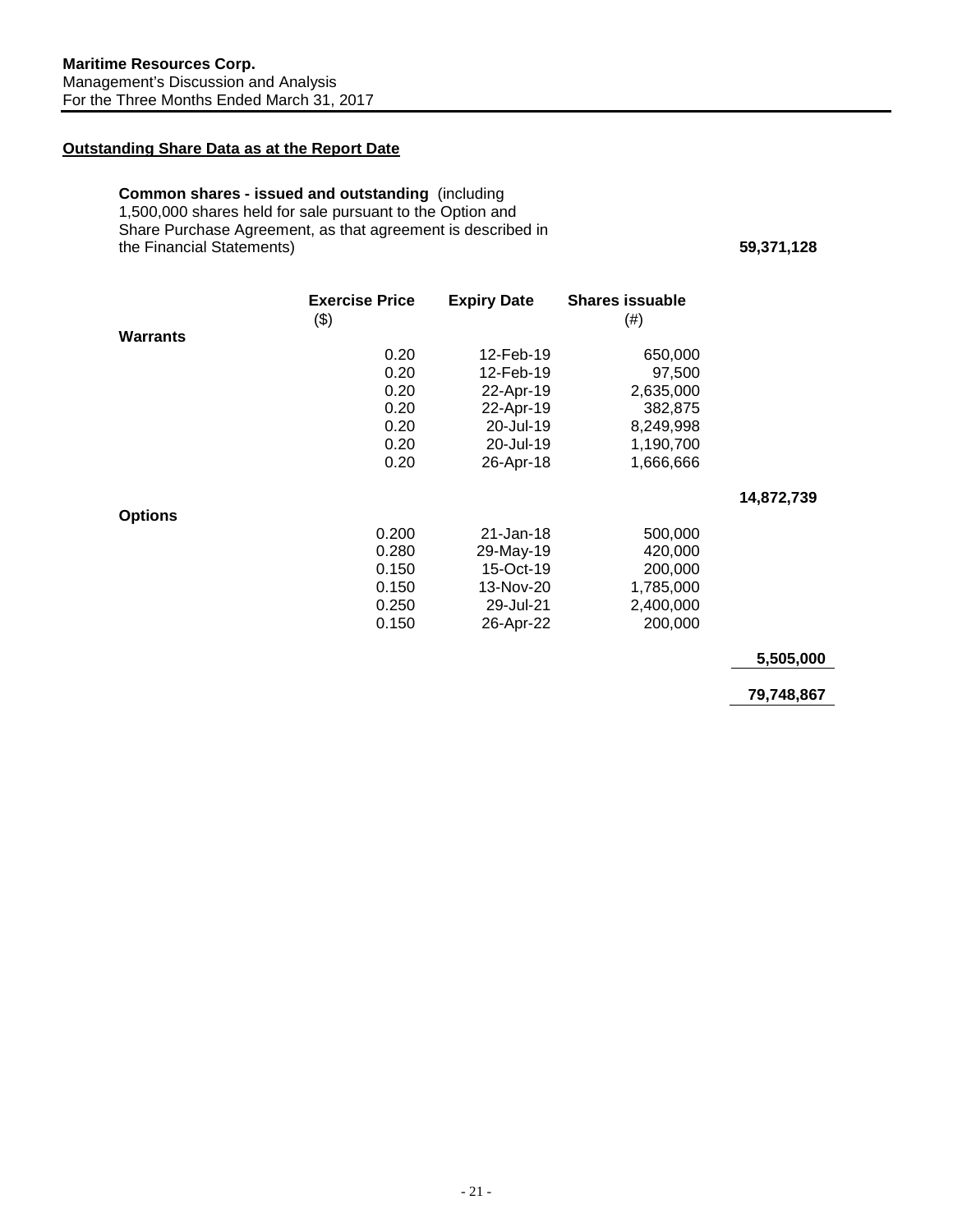**Outstanding Share Data as at the Report Date**

| | | | | |
|---|---|---|---|---|
| **Common shares - issued and outstanding** (including 1,500,000 shares held for sale pursuant to the Option and Share Purchase Agreement, as that agreement is described in the Financial Statements) | | | | **59,371,128** |
| | **Exercise Price** ($) | **Expiry Date** | **Shares issuable** (#) | |
| **Warrants** | | | | |
| | 0.20 | 12-Feb-19 | 650,000 | |
| | 0.20 | 12-Feb-19 | 97,500 | |
| | 0.20 | 22-Apr-19 | 2,635,000 | |
| | 0.20 | 22-Apr-19 | 382,875 | |
| | 0.20 | 20-Jul-19 | 8,249,998 | |
| | 0.20 | 20-Jul-19 | 1,190,700 | |
| | 0.20 | 26-Apr-18 | 1,666,666 | |
| | | | | **14,872,739** |
| **Options** | | | | |
| | 0.200 | 21-Jan-18 | 500,000 | |
| | 0.280 | 29-May-19 | 420,000 | |
| | 0.150 | 15-Oct-19 | 200,000 | |
| | 0.150 | 13-Nov-20 | 1,785,000 | |
| | 0.250 | 29-Jul-21 | 2,400,000 | |
| | 0.150 | 26-Apr-22 | 200,000 | |
| | | | | **5,505,000** |
| | | | | **79,748,867** |